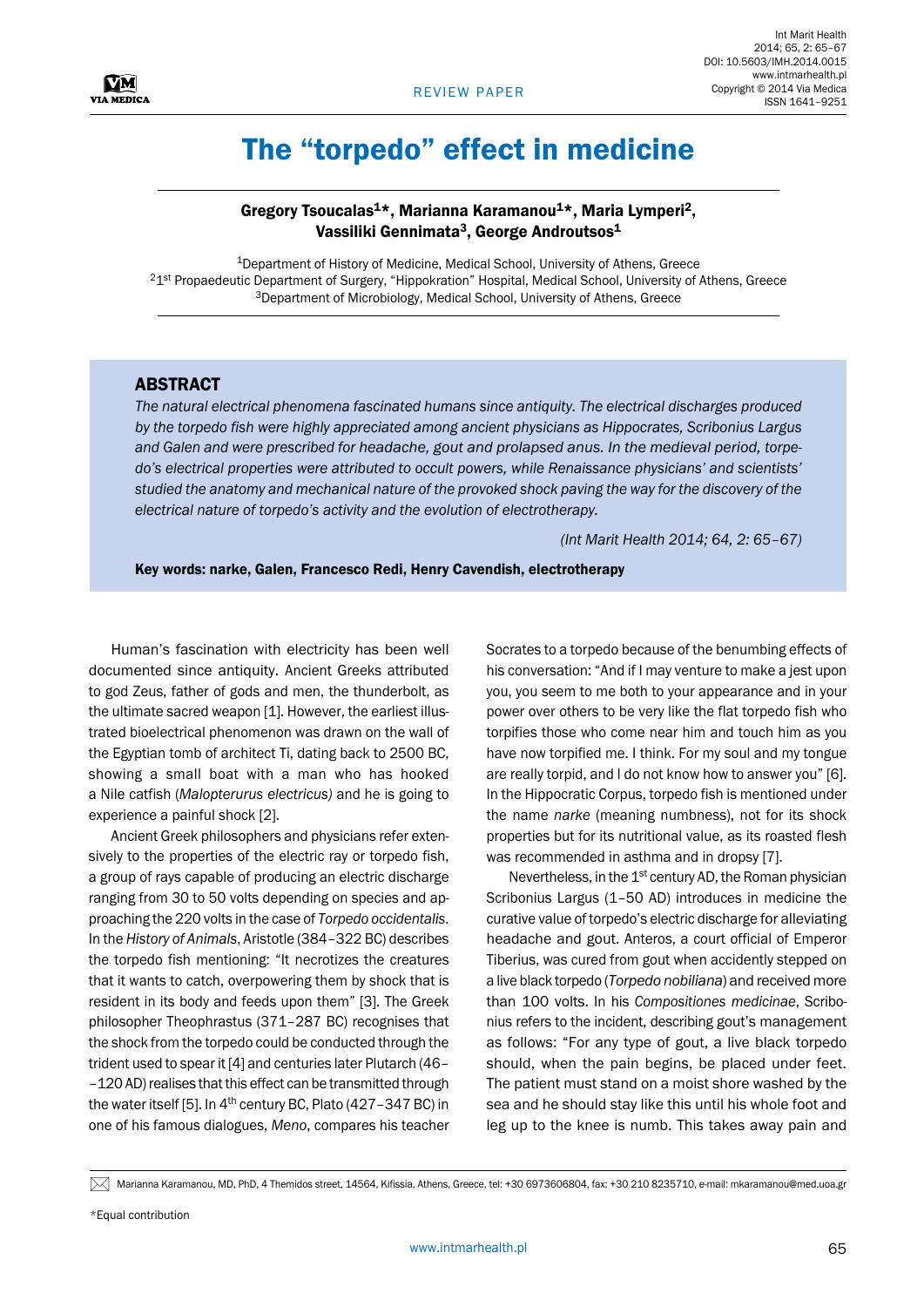REVIEW PAPER

# The "torpedo" effect in medicine

**Gregory Tsoucalas[1]\*, Marianna Karamanou[1]\*, Maria Lymperi[2], Vassiliki Gennimata[3], George Androutsos[1]**

[1]Department of History of Medicine, Medical School, University of Athens, Greece
[2]1st Propaedeutic Department of Surgery, "Hippokration" Hospital, Medical School, University of Athens, Greece
[3]Department of Microbiology, Medical School, University of Athens, Greece

## ABSTRACT

*The natural electrical phenomena fascinated humans since antiquity. The electrical discharges produced by the torpedo fish were highly appreciated among ancient physicians as Hippocrates, Scribonius Largus and Galen and were prescribed for headache, gout and prolapsed anus. In the medieval period, torpedo's electrical properties were attributed to occult powers, while Renaissance physicians' and scientists' studied the anatomy and mechanical nature of the provoked shock paving the way for the discovery of the electrical nature of torpedo's activity and the evolution of electrotherapy.*

*(Int Marit Health 2014; 64, 2: 65–67)*

**Key words: narke, Galen, Francesco Redi, Henry Cavendish, electrotherapy**

Human's fascination with electricity has been well documented since antiquity. Ancient Greeks attributed to god Zeus, father of gods and men, the thunderbolt, as the ultimate sacred weapon [1]. However, the earliest illustrated bioelectrical phenomenon was drawn on the wall of the Egyptian tomb of architect Ti, dating back to 2500 BC, showing a small boat with a man who has hooked a Nile catfish (*Malopterurus electricus)* and he is going to experience a painful shock [2].

Ancient Greek philosophers and physicians refer extensively to the properties of the electric ray or torpedo fish, a group of rays capable of producing an electric discharge ranging from 30 to 50 volts depending on species and approaching the 220 volts in the case of *Torpedo occidentalis*. In the *History of Animals*, Aristotle (384–322 BC) describes the torpedo fish mentioning: "It necrotizes the creatures that it wants to catch, overpowering them by shock that is resident in its body and feeds upon them" [3]. The Greek philosopher Theophrastus (371–287 BC) recognises that the shock from the torpedo could be conducted through the trident used to spear it [4] and centuries later Plutarch (46–120 AD) realises that this effect can be transmitted through the water itself [5]. In 4th century BC, Plato (427–347 BC) in one of his famous dialogues, *Meno*, compares his teacher Socrates to a torpedo because of the benumbing effects of his conversation: "And if I may venture to make a jest upon you, you seem to me both to your appearance and in your power over others to be very like the flat torpedo fish who torpifies those who come near him and touch him as you have now torpified me. I think. For my soul and my tongue are really torpid, and I do not know how to answer you" [6]. In the Hippocratic Corpus, torpedo fish is mentioned under the name *narke* (meaning numbness), not for its shock properties but for its nutritional value, as its roasted flesh was recommended in asthma and in dropsy [7].

Nevertheless, in the 1st century AD, the Roman physician Scribonius Largus (1–50 AD) introduces in medicine the curative value of torpedo's electric discharge for alleviating headache and gout. Anteros, a court official of Emperor Tiberius, was cured from gout when accidently stepped on a live black torpedo (*Torpedo nobiliana*) and received more than 100 volts. In his *Compositiones medicinae*, Scribonius refers to the incident, describing gout's management as follows: "For any type of gout, a live black torpedo should, when the pain begins, be placed under feet. The patient must stand on a moist shore washed by the sea and he should stay like this until his whole foot and leg up to the knee is numb. This takes away pain and

Marianna Karamanou, MD, PhD, 4 Themidos street, 14564, Kifissia, Athens, Greece, tel: +30 6973606804, fax: +30 210 8235710, e-mail: mkaramanou@med.uoa.gr

\*Equal contribution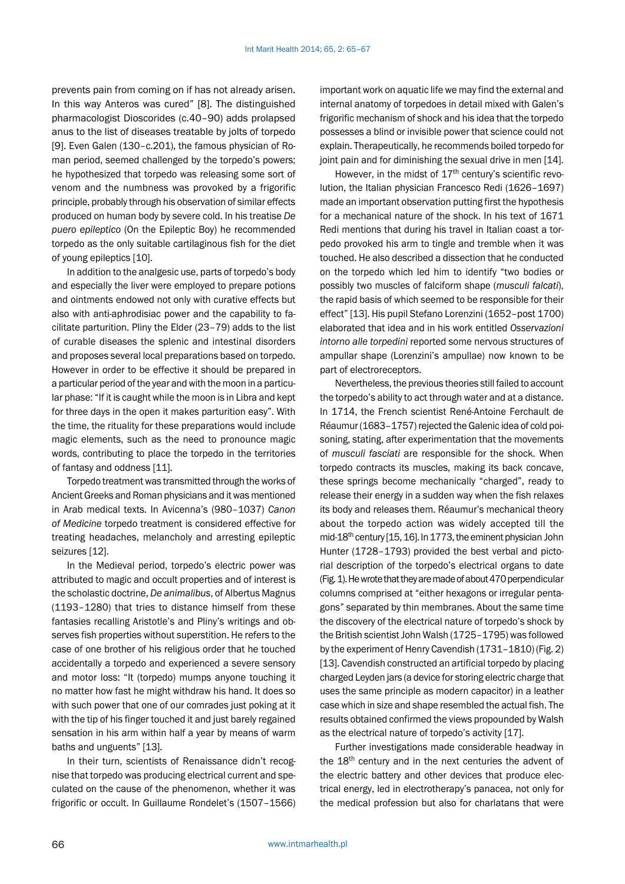prevents pain from coming on if has not already arisen. In this way Anteros was cured" [8]. The distinguished pharmacologist Dioscorides (c.40–90) adds prolapsed anus to the list of diseases treatable by jolts of torpedo [9]. Even Galen (130–c.201), the famous physician of Roman period, seemed challenged by the torpedo's powers; he hypothesized that torpedo was releasing some sort of venom and the numbness was provoked by a frigorific principle, probably through his observation of similar effects produced on human body by severe cold. In his treatise *De puero epileptico* (On the Epileptic Boy) he recommended torpedo as the only suitable cartilaginous fish for the diet of young epileptics [10].

In addition to the analgesic use, parts of torpedo's body and especially the liver were employed to prepare potions and ointments endowed not only with curative effects but also with anti-aphrodisiac power and the capability to facilitate parturition. Pliny the Elder (23–79) adds to the list of curable diseases the splenic and intestinal disorders and proposes several local preparations based on torpedo. However in order to be effective it should be prepared in a particular period of the year and with the moon in a particular phase: "If it is caught while the moon is in Libra and kept for three days in the open it makes parturition easy". With the time, the rituality for these preparations would include magic elements, such as the need to pronounce magic words, contributing to place the torpedo in the territories of fantasy and oddness [11].

Torpedo treatment was transmitted through the works of Ancient Greeks and Roman physicians and it was mentioned in Arab medical texts. In Avicenna's (980–1037) *Canon of Medicine* torpedo treatment is considered effective for treating headaches, melancholy and arresting epileptic seizures [12].

In the Medieval period, torpedo's electric power was attributed to magic and occult properties and of interest is the scholastic doctrine, *De animalibus*, of Albertus Magnus (1193–1280) that tries to distance himself from these fantasies recalling Aristotle's and Pliny's writings and observes fish properties without superstition. He refers to the case of one brother of his religious order that he touched accidentally a torpedo and experienced a severe sensory and motor loss: "It (torpedo) mumps anyone touching it no matter how fast he might withdraw his hand. It does so with such power that one of our comrades just poking at it with the tip of his finger touched it and just barely regained sensation in his arm within half a year by means of warm baths and unguents" [13].

In their turn, scientists of Renaissance didn't recognise that torpedo was producing electrical current and speculated on the cause of the phenomenon, whether it was frigorific or occult. In Guillaume Rondelet's (1507–1566) important work on aquatic life we may find the external and internal anatomy of torpedoes in detail mixed with Galen's frigorific mechanism of shock and his idea that the torpedo possesses a blind or invisible power that science could not explain. Therapeutically, he recommends boiled torpedo for joint pain and for diminishing the sexual drive in men [14].

However, in the midst of 17th century's scientific revolution, the Italian physician Francesco Redi (1626–1697) made an important observation putting first the hypothesis for a mechanical nature of the shock. In his text of 1671 Redi mentions that during his travel in Italian coast a torpedo provoked his arm to tingle and tremble when it was touched. He also described a dissection that he conducted on the torpedo which led him to identify "two bodies or possibly two muscles of falciform shape (*musculi falcati*), the rapid basis of which seemed to be responsible for their effect" [13]. His pupil Stefano Lorenzini (1652–post 1700) elaborated that idea and in his work entitled *Osservazioni intorno alle torpedini* reported some nervous structures of ampullar shape (Lorenzini's ampullae) now known to be part of electroreceptors.

Nevertheless, the previous theories still failed to account the torpedo's ability to act through water and at a distance. In 1714, the French scientist René-Antoine Ferchault de Réaumur (1683–1757) rejected the Galenic idea of cold poisoning, stating, after experimentation that the movements of *musculi fasciati* are responsible for the shock. When torpedo contracts its muscles, making its back concave, these springs become mechanically "charged", ready to release their energy in a sudden way when the fish relaxes its body and releases them. Réaumur's mechanical theory about the torpedo action was widely accepted till the mid-18th century [15, 16]. In 1773, the eminent physician John Hunter (1728–1793) provided the best verbal and pictorial description of the torpedo's electrical organs to date (Fig. 1). He wrote that they are made of about 470 perpendicular columns comprised at "either hexagons or irregular pentagons" separated by thin membranes. About the same time the discovery of the electrical nature of torpedo's shock by the British scientist John Walsh (1725–1795) was followed by the experiment of Henry Cavendish (1731–1810) (Fig. 2) [13]. Cavendish constructed an artificial torpedo by placing charged Leyden jars (a device for storing electric charge that uses the same principle as modern capacitor) in a leather case which in size and shape resembled the actual fish. The results obtained confirmed the views propounded by Walsh as the electrical nature of torpedo's activity [17].

Further investigations made considerable headway in the 18th century and in the next centuries the advent of the electric battery and other devices that produce electrical energy, led in electrotherapy's panacea, not only for the medical profession but also for charlatans that were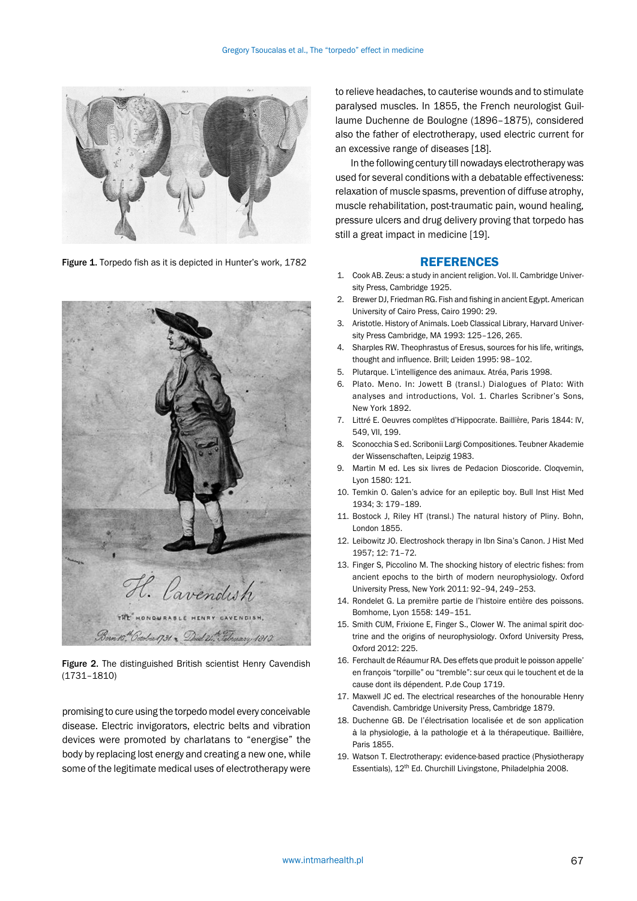Figure 1. Torpedo fish as it is depicted in Hunter's work, 1782

Figure 2. The distinguished British scientist Henry Cavendish (1731–1810)

promising to cure using the torpedo model every conceivable disease. Electric invigorators, electric belts and vibration devices were promoted by charlatans to "energise" the body by replacing lost energy and creating a new one, while some of the legitimate medical uses of electrotherapy were to relieve headaches, to cauterise wounds and to stimulate paralysed muscles. In 1855, the French neurologist Guillaume Duchenne de Boulogne (1896–1875), considered also the father of electrotherapy, used electric current for an excessive range of diseases [18].

In the following century till nowadays electrotherapy was used for several conditions with a debatable effectiveness: relaxation of muscle spasms, prevention of diffuse atrophy, muscle rehabilitation, post-traumatic pain, wound healing, pressure ulcers and drug delivery proving that torpedo has still a great impact in medicine [19].

## REFERENCES

1. Cook AB. Zeus: a study in ancient religion. Vol. II. Cambridge University Press, Cambridge 1925.
2. Brewer DJ, Friedman RG. Fish and fishing in ancient Egypt. American University of Cairo Press, Cairo 1990: 29.
3. Aristotle. History of Animals. Loeb Classical Library, Harvard University Press Cambridge, MA 1993: 125–126, 265.
4. Sharples RW. Theophrastus of Eresus, sources for his life, writings, thought and influence. Brill; Leiden 1995: 98–102.
5. Plutarque. L'intelligence des animaux. Atréa, Paris 1998.
6. Plato. Meno. In: Jowett B (transl.) Dialogues of Plato: With analyses and introductions, Vol. 1. Charles Scribner's Sons, New York 1892.
7. Littré E. Oeuvres complètes d'Hippocrate. Baillière, Paris 1844: IV, 549, VII, 199.
8. Sconocchia S ed. Scribonii Largi Compositiones. Teubner Akademie der Wissenschaften, Leipzig 1983.
9. Martin M ed. Les six livres de Pedacion Dioscoride. Cloqvemin, Lyon 1580: 121.
10. Temkin O. Galen's advice for an epileptic boy. Bull Inst Hist Med 1934; 3: 179–189.
11. Bostock J, Riley HT (transl.) The natural history of Pliny. Bohn, London 1855.
12. Leibowitz JO. Electroshock therapy in Ibn Sina's Canon. J Hist Med 1957; 12: 71–72.
13. Finger S, Piccolino M. The shocking history of electric fishes: from ancient epochs to the birth of modern neurophysiology. Oxford University Press, New York 2011: 92–94, 249–253.
14. Rondelet G. La première partie de l'histoire entière des poissons. Bomhome, Lyon 1558: 149–151.
15. Smith CUM, Frixione E, Finger S., Clower W. The animal spirit doctrine and the origins of neurophysiology. Oxford University Press, Oxford 2012: 225.
16. Ferchault de Réaumur RA. Des effets que produit le poisson appelle' en françois "torpille" ou "tremble": sur ceux qui le touchent et de la cause dont ils dépendent. P.de Coup 1719.
17. Maxwell JC ed. The electrical researches of the honourable Henry Cavendish. Cambridge University Press, Cambridge 1879.
18. Duchenne GB. De l'électrisation localisée et de son application à la physiologie, à la pathologie et à la thérapeutique. Baillière, Paris 1855.
19. Watson T. Electrotherapy: evidence-based practice (Physiotherapy Essentials), 12th Ed. Churchill Livingstone, Philadelphia 2008.